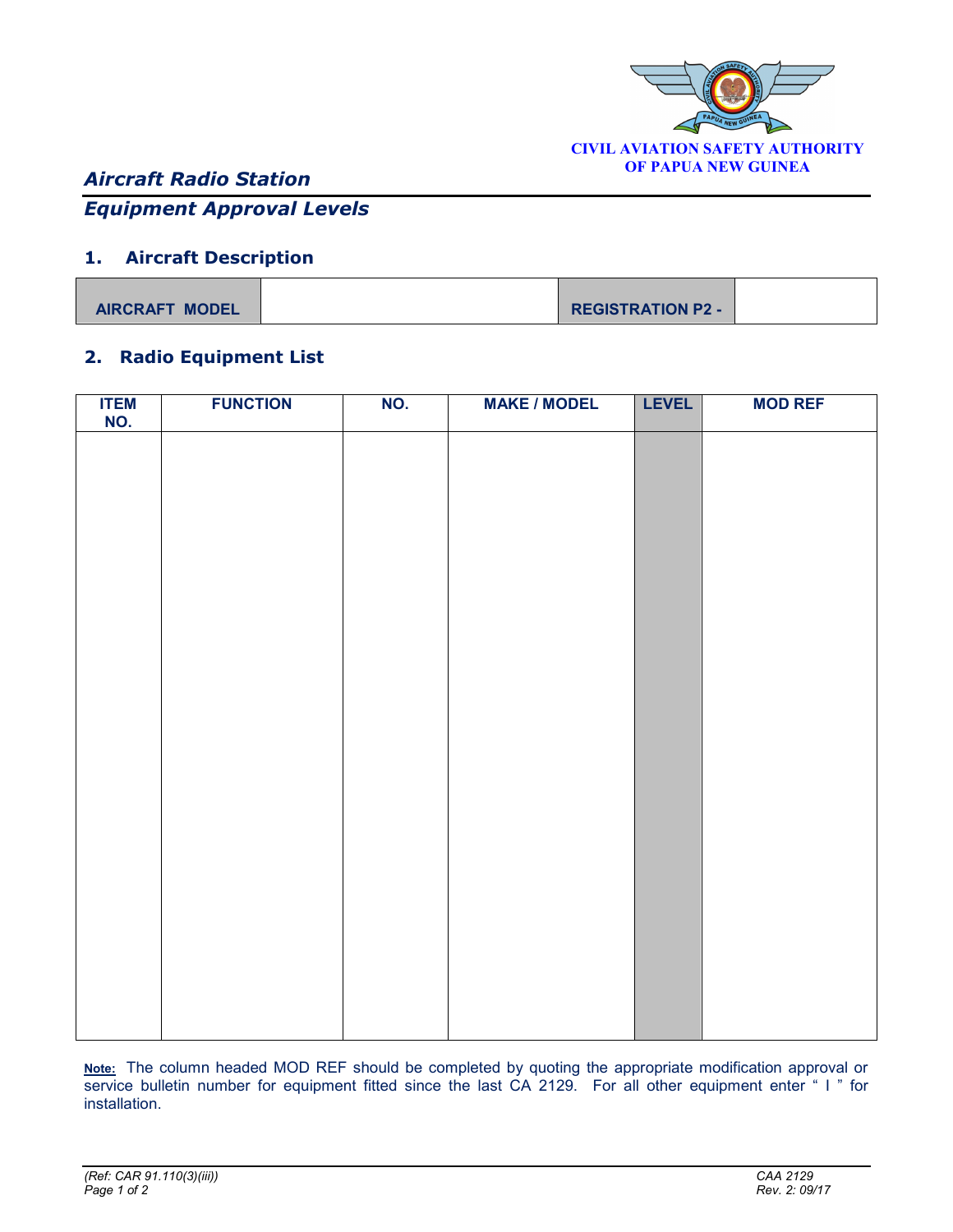CIVIL AVIATION SAFETY AUTHORITY
OF PAPUA NEW GUINEA

# *Aircraft Radio Station*
## *Equipment Approval Levels*

### 1. Aircraft Description

| AIRCRAFT MODEL | | REGISTRATION P2 - | |
|---|---|---|---|

### 2. Radio Equipment List

| ITEM NO. | FUNCTION | NO. | MAKE / MODEL | LEVEL | MOD REF |
|---|---|---|---|---|---|
| | | | | | |

**Note:** The column headed MOD REF should be completed by quoting the appropriate modification approval or service bulletin number for equipment fitted since the last CA 2129. For all other equipment enter " I " for installation.

*(Ref: CAR 91.110(3)(iii))*

*CAA 2129*
*Rev. 2: 09/17*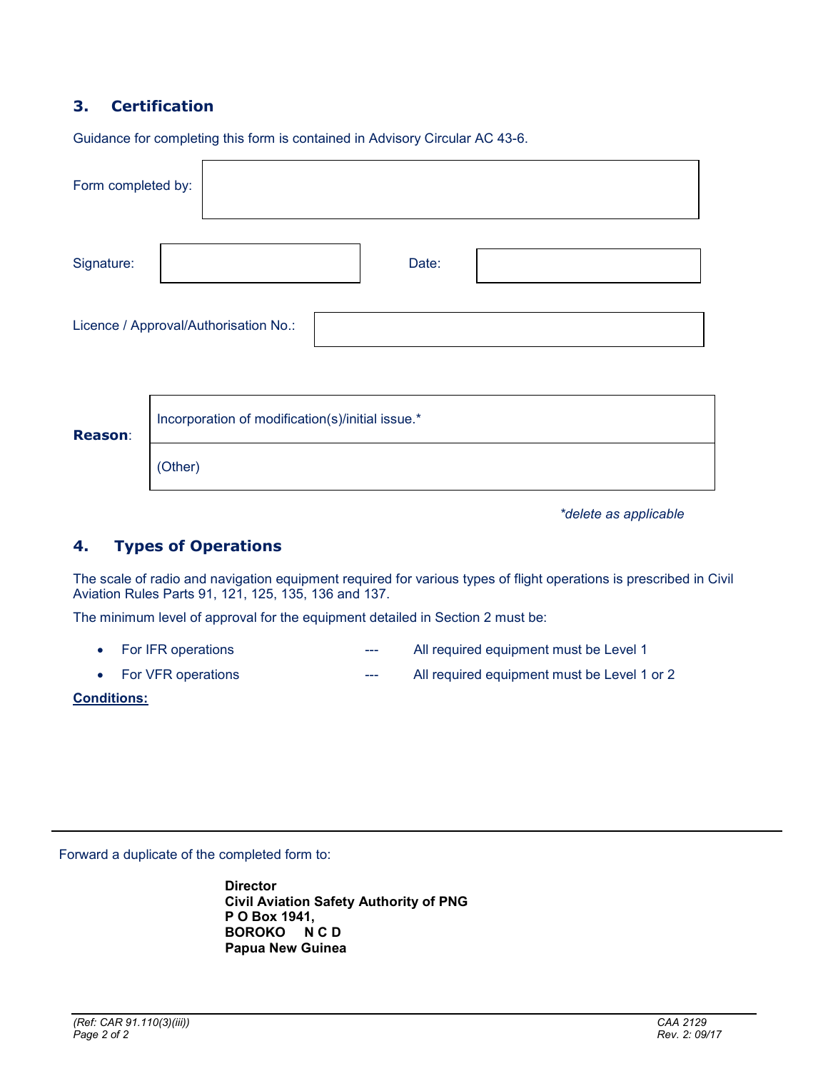## 3. Certification

Guidance for completing this form is contained in Advisory Circular AC 43-6.

Form completed by:

Signature: Date:

Licence / Approval/Authorisation No.:

| **Reason**: | |
|---|---|
| | Incorporation of modification(s)/initial issue.* |
| | (Other) |

*\*delete as applicable*

## 4. Types of Operations

The scale of radio and navigation equipment required for various types of flight operations is prescribed in Civil Aviation Rules Parts 91, 121, 125, 135, 136 and 137.

The minimum level of approval for the equipment detailed in Section 2 must be:

- For IFR operations --- All required equipment must be Level 1
- For VFR operations --- All required equipment must be Level 1 or 2

**Conditions:**

Forward a duplicate of the completed form to:

**Director**
**Civil Aviation Safety Authority of PNG**
**P O Box 1941,**
**BOROKO N C D**
**Papua New Guinea**

*(Ref: CAR 91.110(3)(iii))*

*CAA 2129*
*Rev. 2: 09/17*